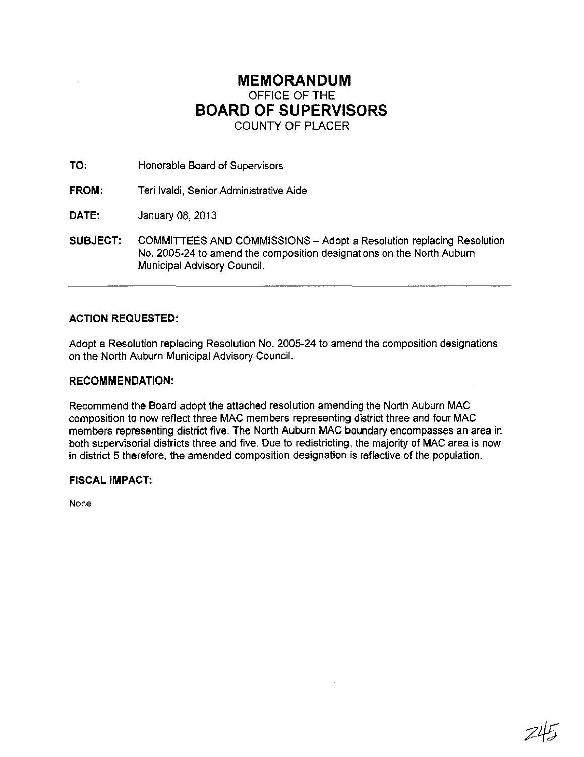# MEMORANDUM
OFFICE OF THE
## BOARD OF SUPERVISORS
COUNTY OF PLACER

**TO:** Honorable Board of Supervisors

**FROM:** Teri Ivaldi, Senior Administrative Aide

**DATE:** January 08, 2013

**SUBJECT:** COMMITTEES AND COMMISSIONS – Adopt a Resolution replacing Resolution No. 2005-24 to amend the composition designations on the North Auburn Municipal Advisory Council.

---

### ACTION REQUESTED:

Adopt a Resolution replacing Resolution No. 2005-24 to amend the composition designations on the North Auburn Municipal Advisory Council.

### RECOMMENDATION:

Recommend the Board adopt the attached resolution amending the North Auburn MAC composition to now reflect three MAC members representing district three and four MAC members representing district five. The North Auburn MAC boundary encompasses an area in both supervisorial districts three and five. Due to redistricting, the majority of MAC area is now in district 5 therefore, the amended composition designation is reflective of the population.

### FISCAL IMPACT:

None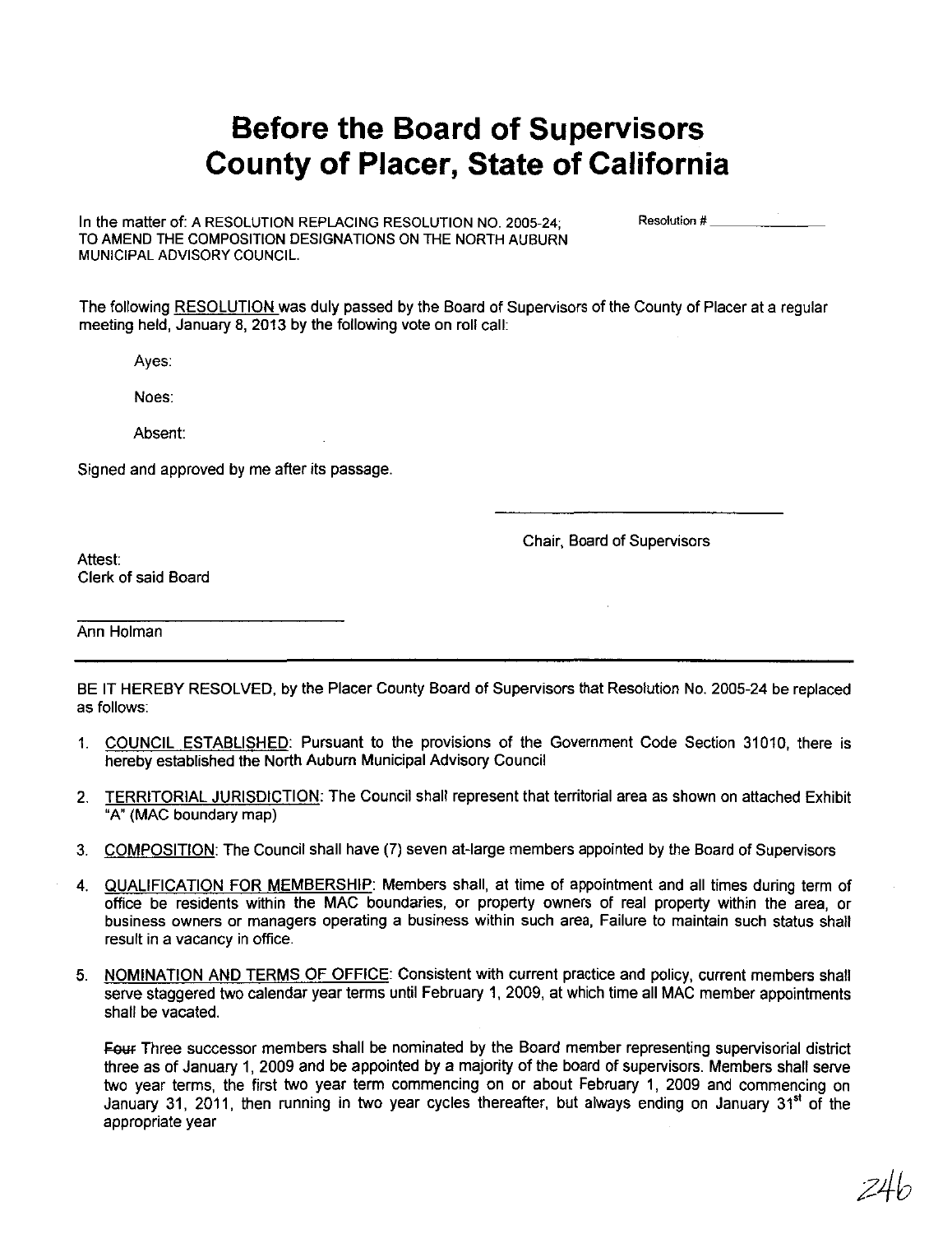# Before the Board of Supervisors County of Placer, State of California

In the matter of: A RESOLUTION REPLACING RESOLUTION NO. 2005-24; TO AMEND THE COMPOSITION DESIGNATIONS ON THE NORTH AUBURN MUNICIPAL ADVISORY COUNCIL.

Resolution # \_\_\_\_\_\_\_\_\_\_\_\_

The following RESOLUTION was duly passed by the Board of Supervisors of the County of Placer at a regular meeting held, January 8, 2013 by the following vote on roll call:

Ayes:

Noes:

Absent:

Signed and approved by me after its passage.

\_\_\_\_\_\_\_\_\_\_\_\_\_\_\_\_\_\_\_\_\_\_\_\_\_\_\_\_

Chair, Board of Supervisors

Attest:
Clerk of said Board

\_\_\_\_\_\_\_\_\_\_\_\_\_\_\_\_\_\_\_\_\_\_\_\_\_\_\_\_

Ann Holman

---

BE IT HEREBY RESOLVED, by the Placer County Board of Supervisors that Resolution No. 2005-24 be replaced as follows:

1. COUNCIL ESTABLISHED: Pursuant to the provisions of the Government Code Section 31010, there is hereby established the North Auburn Municipal Advisory Council

2. TERRITORIAL JURISDICTION: The Council shall represent that territorial area as shown on attached Exhibit "A" (MAC boundary map)

3. COMPOSITION: The Council shall have (7) seven at-large members appointed by the Board of Supervisors

4. QUALIFICATION FOR MEMBERSHIP: Members shall, at time of appointment and all times during term of office be residents within the MAC boundaries, or property owners of real property within the area, or business owners or managers operating a business within such area, Failure to maintain such status shall result in a vacancy in office.

5. NOMINATION AND TERMS OF OFFICE: Consistent with current practice and policy, current members shall serve staggered two calendar year terms until February 1, 2009, at which time all MAC member appointments shall be vacated.

   ~~Four~~ Three successor members shall be nominated by the Board member representing supervisorial district three as of January 1, 2009 and be appointed by a majority of the board of supervisors. Members shall serve two year terms, the first two year term commencing on or about February 1, 2009 and commencing on January 31, 2011, then running in two year cycles thereafter, but always ending on January 31st of the appropriate year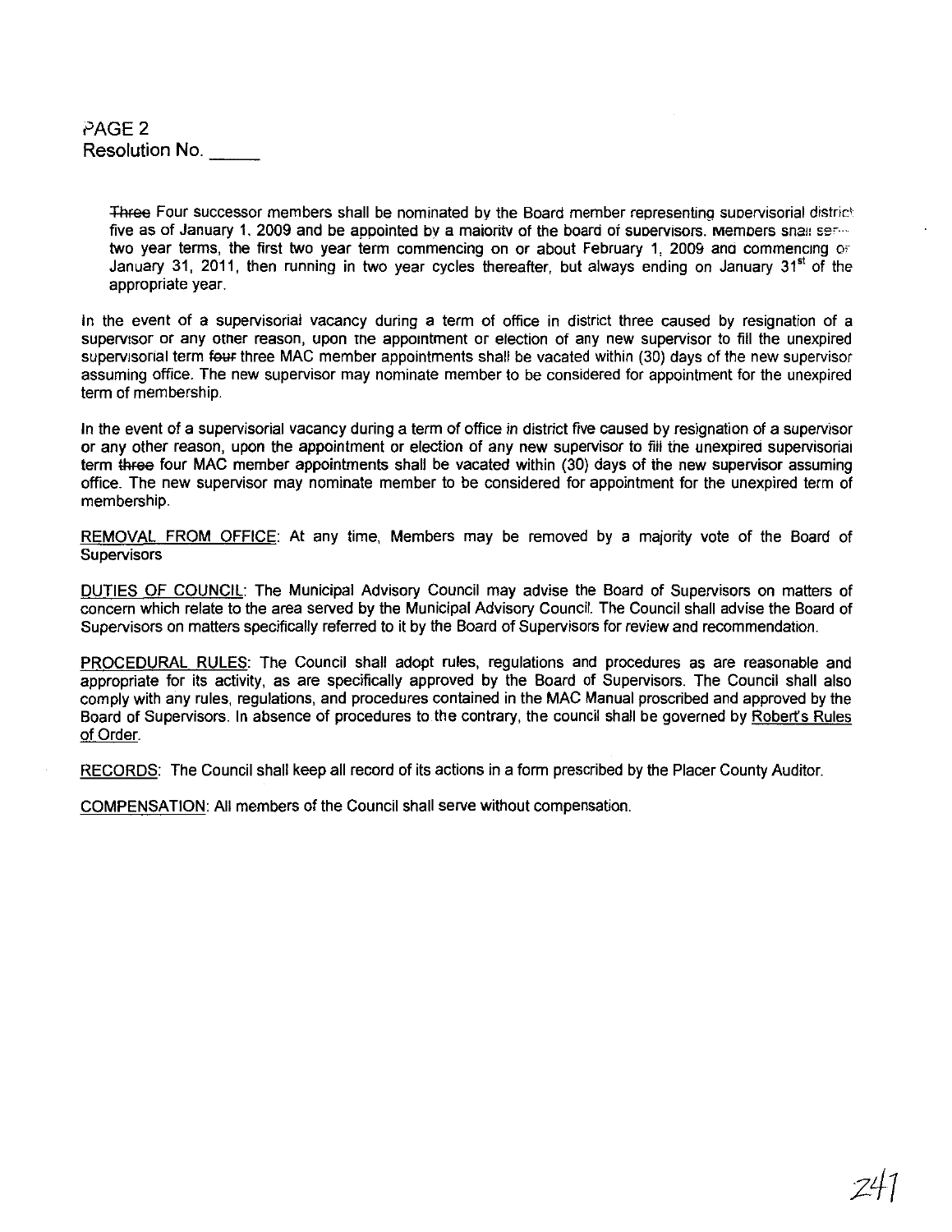PAGE 2
Resolution No. _____

~~Three~~ Four successor members shall be nominated by the Board member representing supervisorial district five as of January 1, 2009 and be appointed by a majority of the board of supervisors. Members shall serve two year terms, the first two year term commencing on or about February 1, 2009 and commencing on January 31, 2011, then running in two year cycles thereafter, but always ending on January 31st of the appropriate year.

In the event of a supervisorial vacancy during a term of office in district three caused by resignation of a supervisor or any other reason, upon the appointment or election of any new supervisor to fill the unexpired supervisorial term ~~four~~ three MAC member appointments shall be vacated within (30) days of the new supervisor assuming office. The new supervisor may nominate member to be considered for appointment for the unexpired term of membership.

In the event of a supervisorial vacancy during a term of office in district five caused by resignation of a supervisor or any other reason, upon the appointment or election of any new supervisor to fill the unexpired supervisorial term ~~three~~ four MAC member appointments shall be vacated within (30) days of the new supervisor assuming office. The new supervisor may nominate member to be considered for appointment for the unexpired term of membership.

REMOVAL FROM OFFICE: At any time, Members may be removed by a majority vote of the Board of Supervisors

DUTIES OF COUNCIL: The Municipal Advisory Council may advise the Board of Supervisors on matters of concern which relate to the area served by the Municipal Advisory Council. The Council shall advise the Board of Supervisors on matters specifically referred to it by the Board of Supervisors for review and recommendation.

PROCEDURAL RULES: The Council shall adopt rules, regulations and procedures as are reasonable and appropriate for its activity, as are specifically approved by the Board of Supervisors. The Council shall also comply with any rules, regulations, and procedures contained in the MAC Manual proscribed and approved by the Board of Supervisors. In absence of procedures to the contrary, the council shall be governed by Robert's Rules of Order.

RECORDS: The Council shall keep all record of its actions in a form prescribed by the Placer County Auditor.

COMPENSATION: All members of the Council shall serve without compensation.